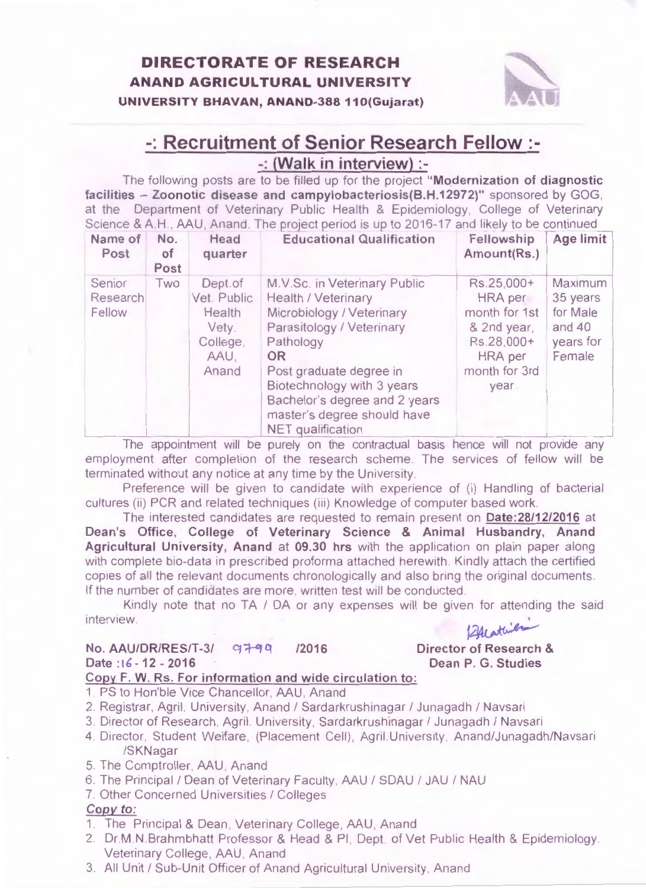# DIRECTORATE OF RESEARCH
## ANAND AGRICULTURAL UNIVERSITY
### UNIVERSITY BHAVAN, ANAND-388 110(Gujarat)

## -: Recruitment of Senior Research Fellow :-
### -: (Walk in interview) :-

The following posts are to be filled up for the project **"Modernization of diagnostic facilities – Zoonotic disease and campylobacteriosis(B.H.12972)"** sponsored by GOG, at the Department of Veterinary Public Health & Epidemiology, College of Veterinary Science & A.H., AAU, Anand. The project period is up to 2016-17 and likely to be continued

| Name of Post | No. of Post | Head quarter | Educational Qualification | Fellowship Amount(Rs.) | Age limit |
|---|---|---|---|---|---|
| Senior Research Fellow | Two | Dept.of Vet. Public Health Vety. College, AAU, Anand | M.V.Sc. in Veterinary Public Health / Veterinary Microbiology / Veterinary Parasitology / Veterinary Pathology **OR** Post graduate degree in Biotechnology with 3 years Bachelor's degree and 2 years master's degree should have NET qualification | Rs.25,000+ HRA per month for 1st & 2nd year, Rs.28,000+ HRA per month for 3rd year | Maximum 35 years for Male and 40 years for Female |

The appointment will be purely on the contractual basis hence will not provide any employment after completion of the research scheme. The services of fellow will be terminated without any notice at any time by the University.

Preference will be given to candidate with experience of (i) Handling of bacterial cultures (ii) PCR and related techniques (iii) Knowledge of computer based work.

The interested candidates are requested to remain present on **Date:28/12/2016** at **Dean's Office, College of Veterinary Science & Animal Husbandry, Anand Agricultural University, Anand** at **09.30 hrs** with the application on plain paper along with complete bio-data in prescribed proforma attached herewith. Kindly attach the certified copies of all the relevant documents chronologically and also bring the original documents. If the number of candidates are more, written test will be conducted.

Kindly note that no TA / DA or any expenses will be given for attending the said interview.

**No. AAU/DR/RES/T-3/ 9799 /2016**
**Date :16 - 12 - 2016**

**Director of Research &**
**Dean P. G. Studies**

**Copy F. W. Rs. For information and wide circulation to:**

1. PS to Hon'ble Vice Chancellor, AAU, Anand
2. Registrar, Agril. University, Anand / Sardarkrushinagar / Junagadh / Navsari
3. Director of Research, Agril. University, Sardarkrushinagar / Junagadh / Navsari
4. Director, Student Welfare, (Placement Cell), Agril.University, Anand/Junagadh/Navsari /SKNagar
5. The Comptroller, AAU, Anand
6. The Principal / Dean of Veterinary Faculty, AAU / SDAU / JAU / NAU
7. Other Concerned Universities / Colleges

***Copy to:***

1. The Principal & Dean, Veterinary College, AAU, Anand
2. Dr.M.N.Brahmbhatt Professor & Head & PI, Dept. of Vet Public Health & Epidemiology. Veterinary College, AAU, Anand
3. All Unit / Sub-Unit Officer of Anand Agricultural University, Anand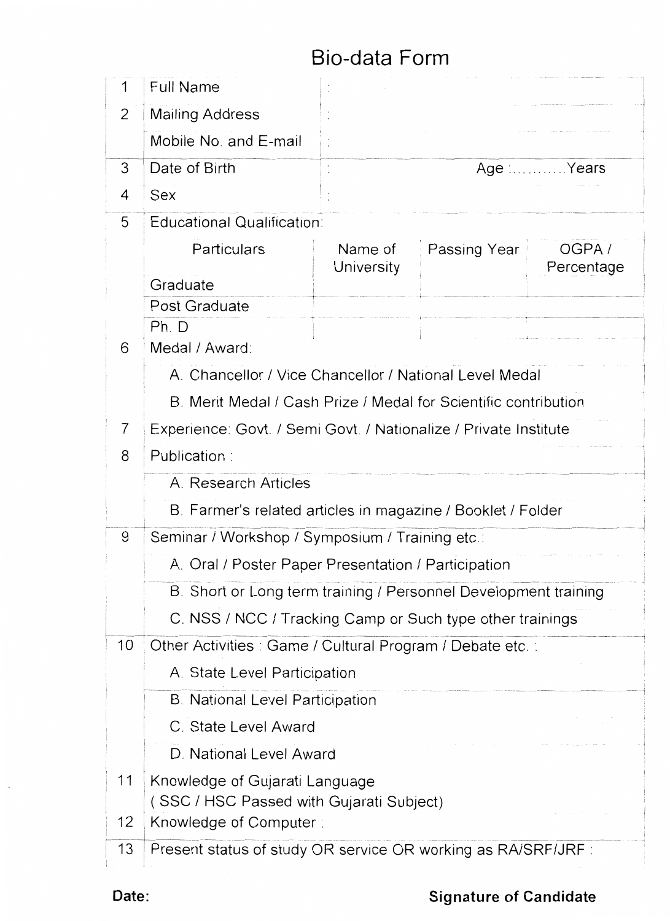# Bio-data Form

| | | |
|---|---|---|
| 1 | Full Name | : |
| 2 | Mailing Address | : |
| | Mobile No. and E-mail | : |
| 3 | Date of Birth | : Age :...........Years |
| 4 | Sex | : |

| | | | | |
|---|---|---|---|---|
| 5 | Educational Qualification: | | | |
| | Particulars | Name of University | Passing Year | OGPA / Percentage |
| | Graduate | | | |
| | Post Graduate | | | |
| | Ph. D | | | |

| | |
|---|---|
| 6 | Medal / Award: |
| | A. Chancellor / Vice Chancellor / National Level Medal |
| | B. Merit Medal / Cash Prize / Medal for Scientific contribution |
| 7 | Experience: Govt. / Semi Govt. / Nationalize / Private Institute |
| 8 | Publication : |
| | A. Research Articles |
| | B. Farmer's related articles in magazine / Booklet / Folder |
| 9 | Seminar / Workshop / Symposium / Training etc.: |
| | A. Oral / Poster Paper Presentation / Participation |
| | B. Short or Long term training / Personnel Development training |
| | C. NSS / NCC / Tracking Camp or Such type other trainings |
| 10 | Other Activities : Game / Cultural Program / Debate etc. : |
| | A. State Level Participation |
| | B. National Level Participation |
| | C. State Level Award |
| | D. National Level Award |
| 11 | Knowledge of Gujarati Language ( SSC / HSC Passed with Gujarati Subject) |
| 12 | Knowledge of Computer : |
| 13 | Present status of study OR service OR working as RA/SRF/JRF : |

**Date:**

**Signature of Candidate**